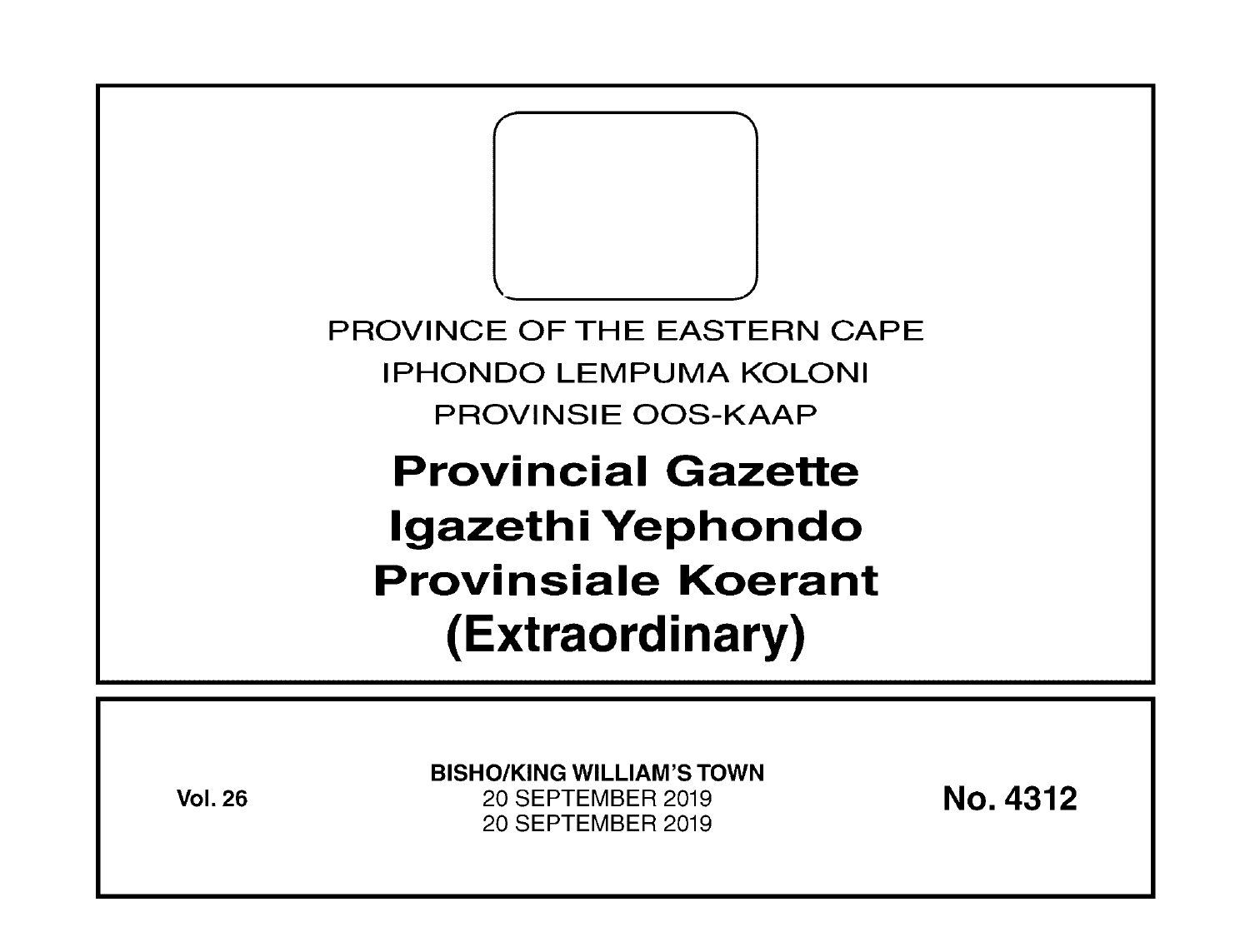PROVINCE OF THE EASTERN CAPE

IPHONDO LEMPUMA KOLONI

PROVINSIE OOS-KAAP

# Provincial Gazette
# Igazethi Yephondo
# Provinsiale Koerant
# (Extraordinary)

**Vol. 26**

**BISHO/KING WILLIAM'S TOWN**

20 SEPTEMBER 2019

20 SEPTEMBER 2019

**No. 4312**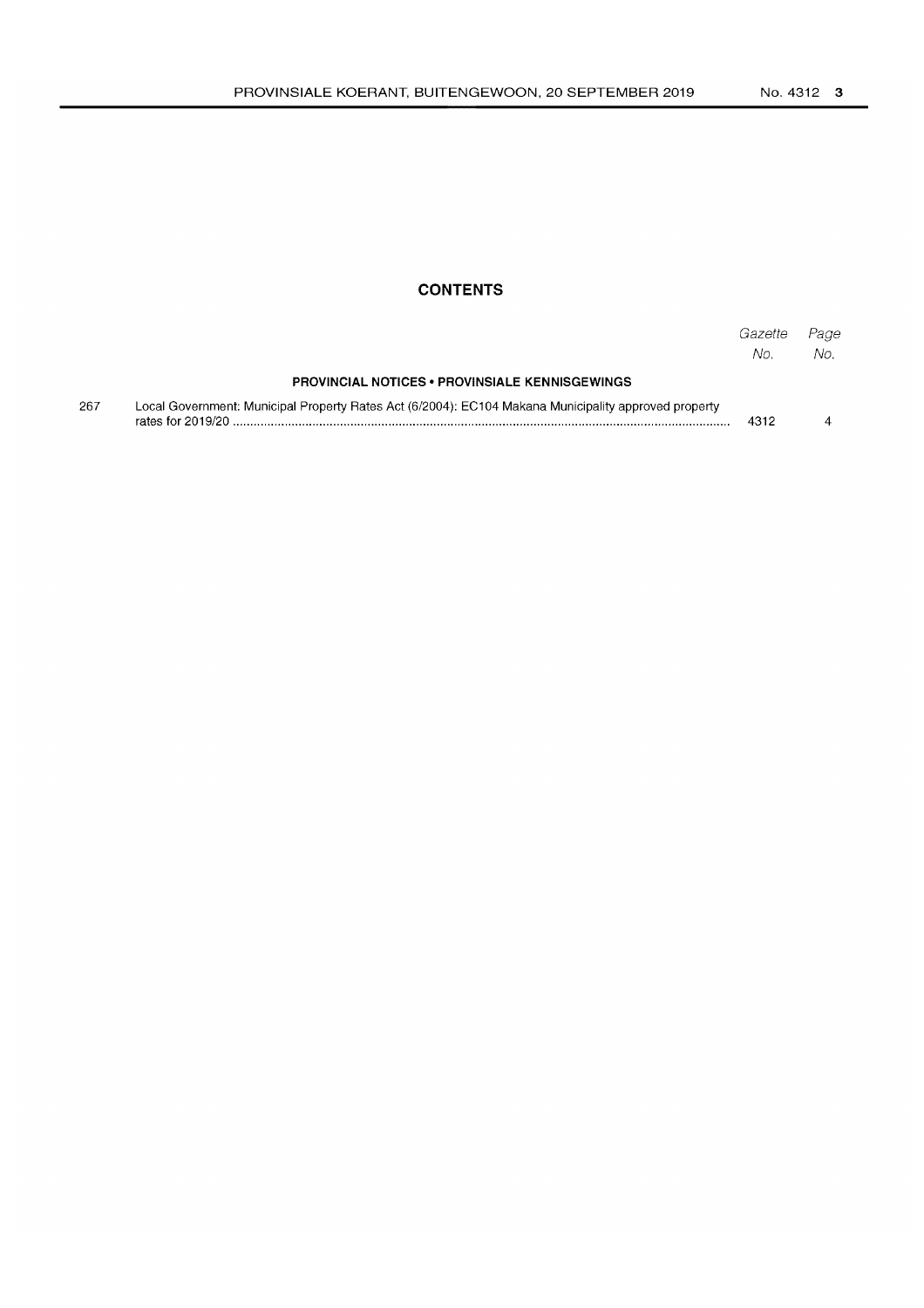## CONTENTS

| | | *Gazette No.* | *Page No.* |
|---|---|---|---|
| | **PROVINCIAL NOTICES • PROVINSIALE KENNISGEWINGS** | | |
| 267 | Local Government: Municipal Property Rates Act (6/2004): EC104 Makana Municipality approved property rates for 2019/20 | 4312 | 4 |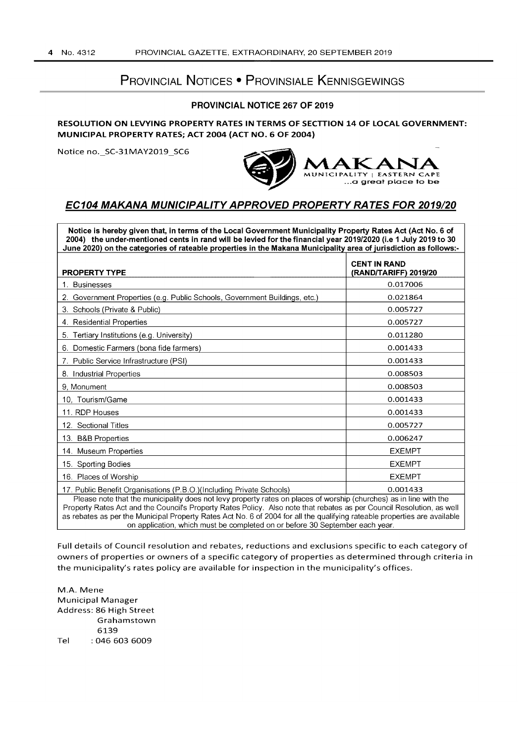# Provincial Notices • Provinsiale Kennisgewings

## PROVINCIAL NOTICE 267 OF 2019

**RESOLUTION ON LEVYING PROPERTY RATES IN TERMS OF SECTTION 14 OF LOCAL GOVERNMENT: MUNICIPAL PROPERTY RATES; ACT 2004 (ACT NO. 6 OF 2004)**

Notice no._SC-31MAY2019_SC6

MAKANA
MUNICIPALITY | EASTERN CAPE
...a great place to be

## *EC104 MAKANA MUNICIPALITY APPROVED PROPERTY RATES FOR 2019/20*

**Notice is hereby given that, in terms of the Local Government Municipality Property Rates Act (Act No. 6 of 2004) the under-mentioned cents in rand will be levied for the financial year 2019/2020 (i.e 1 July 2019 to 30 June 2020) on the categories of rateable properties in the Makana Municipality area of jurisdiction as follows:-**

| PROPERTY TYPE | CENT IN RAND (RAND/TARIFF) 2019/20 |
|---|---|
| 1. Businesses | 0.017006 |
| 2. Government Properties (e.g. Public Schools, Government Buildings, etc.) | 0.021864 |
| 3. Schools (Private & Public) | 0.005727 |
| 4. Residential Properties | 0.005727 |
| 5. Tertiary Institutions (e.g. University) | 0.011280 |
| 6. Domestic Farmers (bona fide farmers) | 0.001433 |
| 7. Public Service Infrastructure (PSI) | 0.001433 |
| 8. Industrial Properties | 0.008503 |
| 9, Monument | 0.008503 |
| 10, Tourism/Game | 0.001433 |
| 11. RDP Houses | 0.001433 |
| 12. Sectional Titles | 0.005727 |
| 13. B&B Properties | 0.006247 |
| 14. Museum Properties | EXEMPT |
| 15. Sporting Bodies | EXEMPT |
| 16. Places of Worship | EXEMPT |
| 17. Public Benefit Organisations (P.B.O.)(Including Private Schools) | 0.001433 |

Please note that the municipality does not levy property rates on places of worship (churches) as in line with the Property Rates Act and the Council's Property Rates Policy. Also note that rebates as per Council Resolution, as well as rebates as per the Municipal Property Rates Act No. 6 of 2004 for all the qualifying rateable properties are available on application, which must be completed on or before 30 September each year.

Full details of Council resolution and rebates, reductions and exclusions specific to each category of owners of properties or owners of a specific category of properties as determined through criteria in the municipality's rates policy are available for inspection in the municipality's offices.

M.A. Mene
Municipal Manager
Address: 86 High Street
Grahamstown
6139
Tel : 046 603 6009